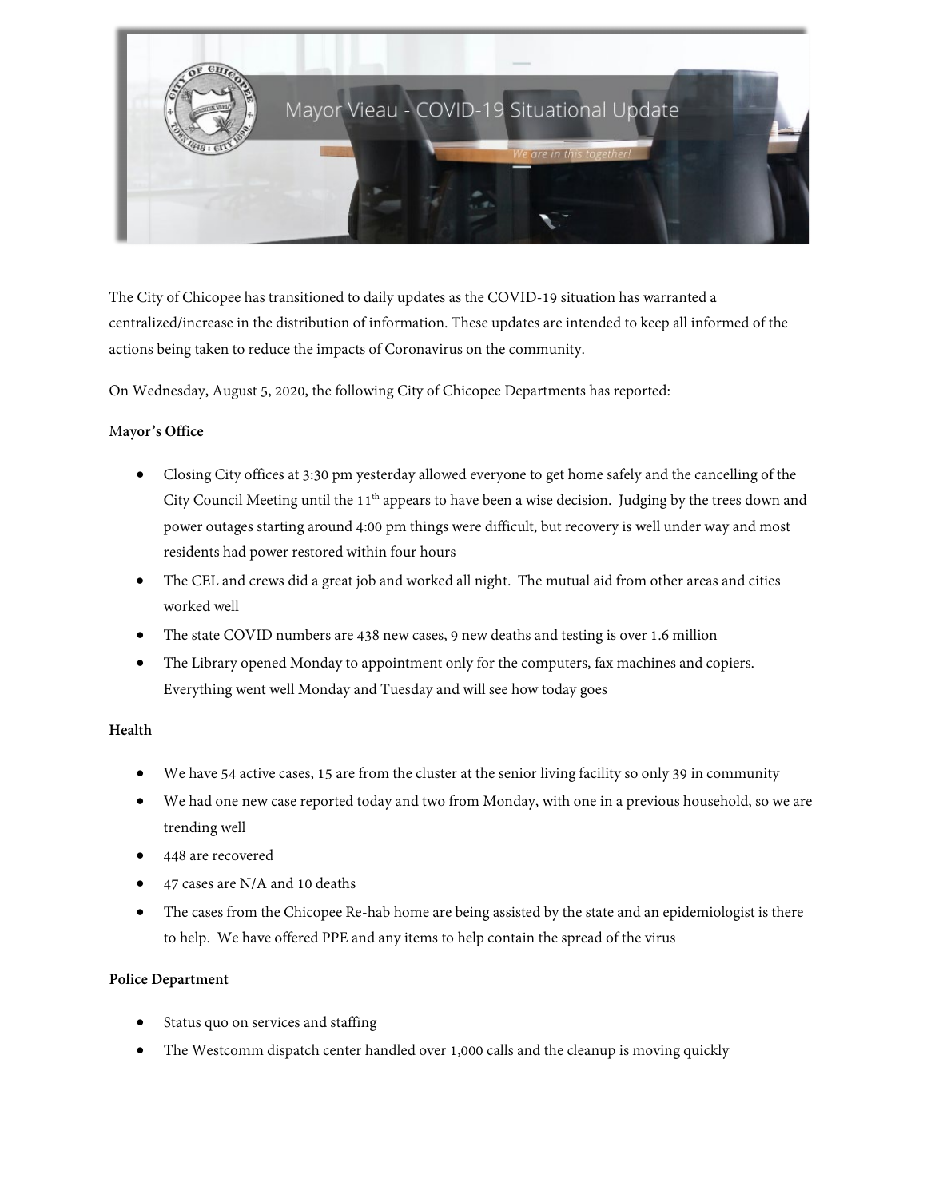Mayor Vieau - COVID-19 Situational Update

*We are in this together!*

The City of Chicopee has transitioned to daily updates as the COVID-19 situation has warranted a centralized/increase in the distribution of information. These updates are intended to keep all informed of the actions being taken to reduce the impacts of Coronavirus on the community.

On Wednesday, August 5, 2020, the following City of Chicopee Departments has reported:

**Mayor's Office**

- Closing City offices at 3:30 pm yesterday allowed everyone to get home safely and the cancelling of the City Council Meeting until the 11th appears to have been a wise decision. Judging by the trees down and power outages starting around 4:00 pm things were difficult, but recovery is well under way and most residents had power restored within four hours
- The CEL and crews did a great job and worked all night. The mutual aid from other areas and cities worked well
- The state COVID numbers are 438 new cases, 9 new deaths and testing is over 1.6 million
- The Library opened Monday to appointment only for the computers, fax machines and copiers. Everything went well Monday and Tuesday and will see how today goes

**Health**

- We have 54 active cases, 15 are from the cluster at the senior living facility so only 39 in community
- We had one new case reported today and two from Monday, with one in a previous household, so we are trending well
- 448 are recovered
- 47 cases are N/A and 10 deaths
- The cases from the Chicopee Re-hab home are being assisted by the state and an epidemiologist is there to help. We have offered PPE and any items to help contain the spread of the virus

**Police Department**

- Status quo on services and staffing
- The Westcomm dispatch center handled over 1,000 calls and the cleanup is moving quickly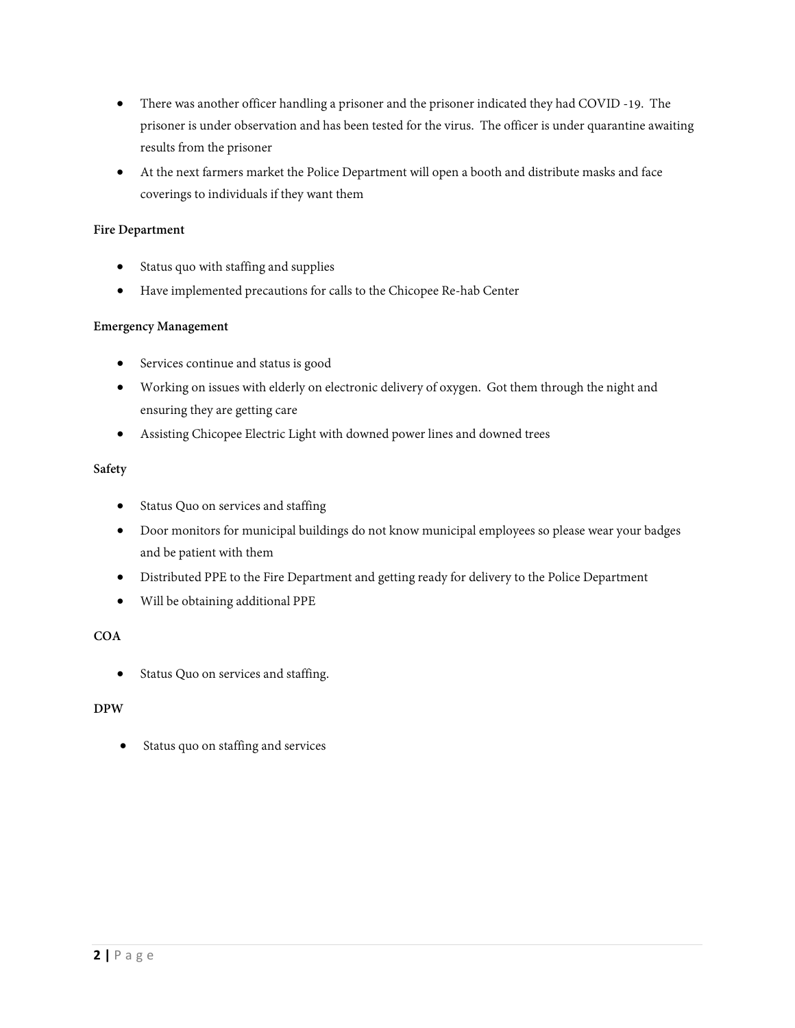- There was another officer handling a prisoner and the prisoner indicated they had COVID -19. The prisoner is under observation and has been tested for the virus. The officer is under quarantine awaiting results from the prisoner
- At the next farmers market the Police Department will open a booth and distribute masks and face coverings to individuals if they want them

**Fire Department**

- Status quo with staffing and supplies
- Have implemented precautions for calls to the Chicopee Re-hab Center

**Emergency Management**

- Services continue and status is good
- Working on issues with elderly on electronic delivery of oxygen. Got them through the night and ensuring they are getting care
- Assisting Chicopee Electric Light with downed power lines and downed trees

**Safety**

- Status Quo on services and staffing
- Door monitors for municipal buildings do not know municipal employees so please wear your badges and be patient with them
- Distributed PPE to the Fire Department and getting ready for delivery to the Police Department
- Will be obtaining additional PPE

**COA**

- Status Quo on services and staffing.

**DPW**

- Status quo on staffing and services